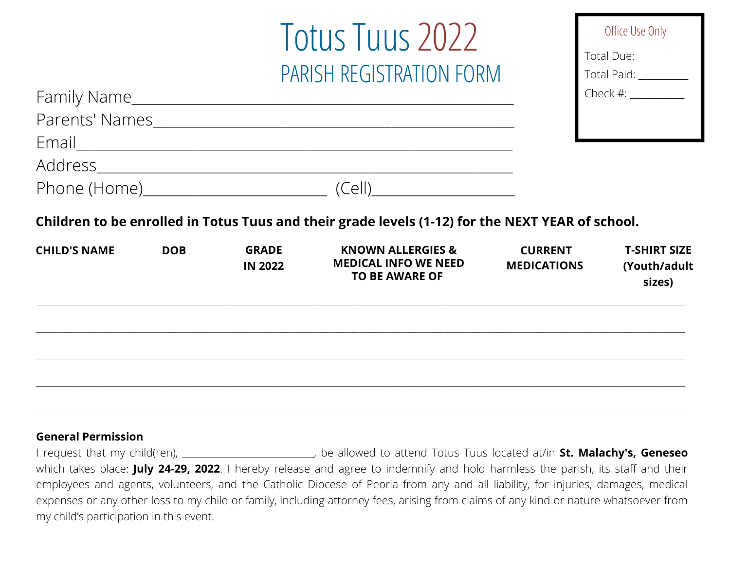# Totus Tuus 2022

## PARISH REGISTRATION FORM

**Office Use Only**

Total Due: __________

Total Paid: __________

Check #: __________

Family Name_______________________________________________

Parents' Names_____________________________________________

Email_____________________________________________________

Address___________________________________________________

Phone (Home)_________________________ (Cell)___________________

**Children to be enrolled in Totus Tuus and their grade levels (1-12) for the NEXT YEAR of school.**

| CHILD'S NAME | DOB | GRADE IN 2022 | KNOWN ALLERGIES & MEDICAL INFO WE NEED TO BE AWARE OF | CURRENT MEDICATIONS | T-SHIRT SIZE (Youth/adult sizes) |
|---|---|---|---|---|---|
| | | | | | |
| | | | | | |
| | | | | | |
| | | | | | |
| | | | | | |

**General Permission**

I request that my child(ren), ___________________________, be allowed to attend Totus Tuus located at/in **St. Malachy's, Geneseo** which takes place: **July 24-29, 2022**. I hereby release and agree to indemnify and hold harmless the parish, its staff and their employees and agents, volunteers, and the Catholic Diocese of Peoria from any and all liability, for injuries, damages, medical expenses or any other loss to my child or family, including attorney fees, arising from claims of any kind or nature whatsoever from my child's participation in this event.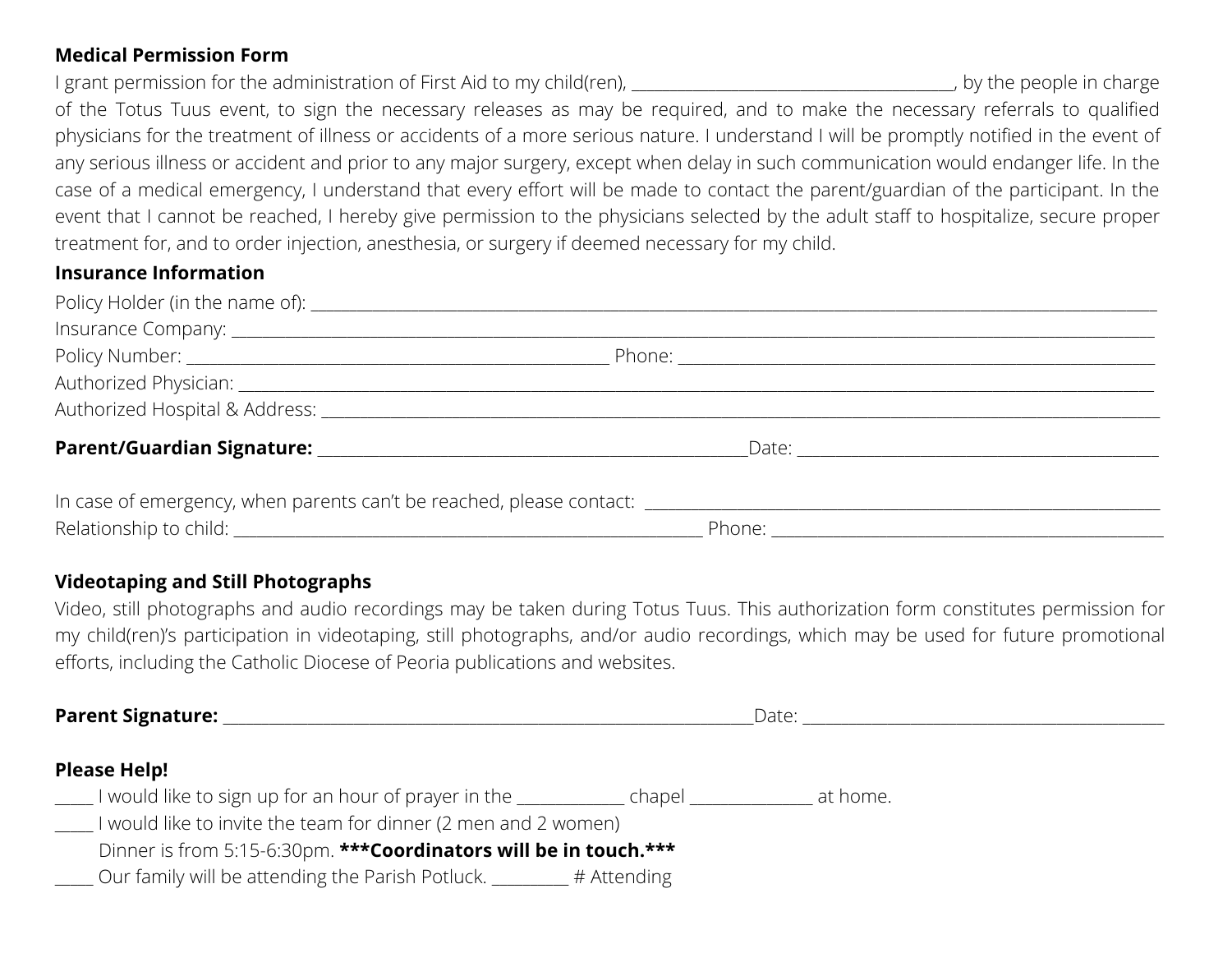**Medical Permission Form**

I grant permission for the administration of First Aid to my child(ren), _______________________________________, by the people in charge of the Totus Tuus event, to sign the necessary releases as may be required, and to make the necessary referrals to qualified physicians for the treatment of illness or accidents of a more serious nature. I understand I will be promptly notified in the event of any serious illness or accident and prior to any major surgery, except when delay in such communication would endanger life. In the case of a medical emergency, I understand that every effort will be made to contact the parent/guardian of the participant. In the event that I cannot be reached, I hereby give permission to the physicians selected by the adult staff to hospitalize, secure proper treatment for, and to order injection, anesthesia, or surgery if deemed necessary for my child.

**Insurance Information**

Policy Holder (in the name of): ____________________________________________________________________________________

Insurance Company: ____________________________________________________________________________________________

Policy Number: ____________________________________________ Phone: ______________________________________________

Authorized Physician: ___________________________________________________________________________________________

Authorized Hospital & Address: ___________________________________________________________________________________

**Parent/Guardian Signature:** ______________________________________________Date: ______________________________________

In case of emergency, when parents can't be reached, please contact: _______________________________________________________

Relationship to child: ___________________________________________________ Phone: ______________________________________

**Videotaping and Still Photographs**

Video, still photographs and audio recordings may be taken during Totus Tuus. This authorization form constitutes permission for my child(ren)'s participation in videotaping, still photographs, and/or audio recordings, which may be used for future promotional efforts, including the Catholic Diocese of Peoria publications and websites.

**Parent Signature:** _________________________________________________________Date: ______________________________________

**Please Help!**

_____ I would like to sign up for an hour of prayer in the _____________ chapel ______________ at home.

_____ I would like to invite the team for dinner (2 men and 2 women)

Dinner is from 5:15-6:30pm. **\*\*\*Coordinators will be in touch.\*\*\***

_____ Our family will be attending the Parish Potluck. _________ # Attending